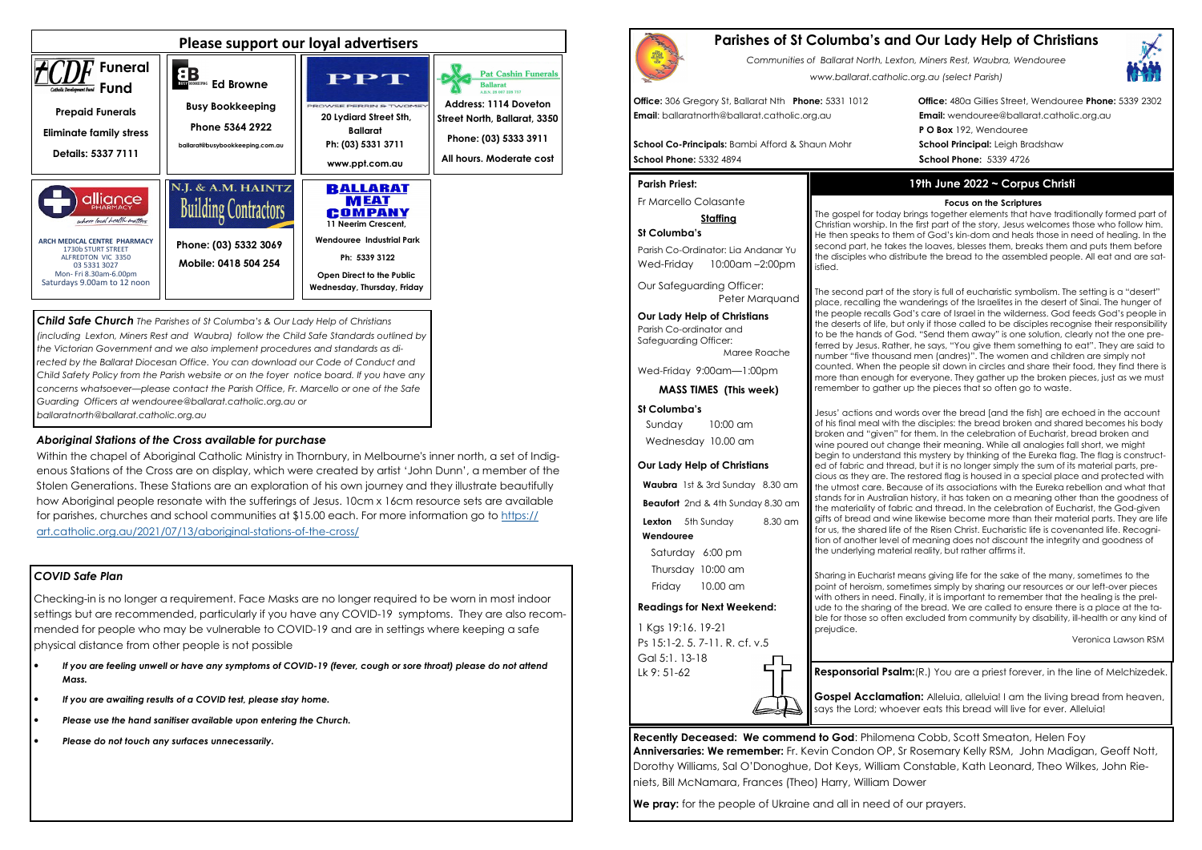## Please support our loyal advertisers

**CDF Funeral Fund**
Catholic Development Fund

Prepaid Funerals

Eliminate family stress

Details: 5337 7111

**Ed Browne**

Busy Bookkeeping

Phone 5364 2922

ballarat@busybookkeeping.com.au

**PPT**
PROWSE PERRIN & TWOMEY

20 Lydiard Street Sth, Ballarat

Ph: (03) 5331 3711

www.ppt.com.au

**Pat Cashin Funerals Ballarat**

Address: 1114 Doveton Street North, Ballarat, 3350

Phone: (03) 5333 3911

All hours. Moderate cost

**alliance PHARMACY**
where local health matters

ARCH MEDICAL CENTRE PHARMACY
1730b STURT STREET
ALFREDTON VIC 3350
03 5331 3027
Mon- Fri 8.30am-6.00pm
Saturdays 9.00am to 12 noon

**N.J. & A.M. HAINTZ Building Contractors**

Phone: (03) 5332 3069

Mobile: 0418 504 254

**BALLARAT MEAT COMPANY**
11 Neerim Crescent,

Wendouree Industrial Park

Ph: 5339 3122

Open Direct to the Public Wednesday, Thursday, Friday

***Child Safe Church*** *The Parishes of St Columba's & Our Lady Help of Christians (including Lexton, Miners Rest and Waubra) follow the Child Safe Standards outlined by the Victorian Government and we also implement procedures and standards as directed by the Ballarat Diocesan Office. You can download our Code of Conduct and Child Safety Policy from the Parish website or on the foyer notice board. If you have any concerns whatsoever—please contact the Parish Office, Fr. Marcello or one of the Safe Guarding Officers at wendouree@ballarat.catholic.org.au or ballaratnorth@ballarat.catholic.org.au*

### *Aboriginal Stations of the Cross available for purchase*

Within the chapel of Aboriginal Catholic Ministry in Thornbury, in Melbourne's inner north, a set of Indigenous Stations of the Cross are on display, which were created by artist 'John Dunn', a member of the Stolen Generations. These Stations are an exploration of his own journey and they illustrate beautifully how Aboriginal people resonate with the sufferings of Jesus. 10cm x 16cm resource sets are available for parishes, churches and school communities at $15.00 each. For more information go to https://art.catholic.org.au/2021/07/13/aboriginal-stations-of-the-cross/

### *COVID Safe Plan*

Checking-in is no longer a requirement. Face Masks are no longer required to be worn in most indoor settings but are recommended, particularly if you have any COVID-19 symptoms. They are also recommended for people who may be vulnerable to COVID-19 and are in settings where keeping a safe physical distance from other people is not possible

- ***If you are feeling unwell or have any symptoms of COVID-19 (fever, cough or sore throat) please do not attend Mass.***
- ***If you are awaiting results of a COVID test, please stay home.***
- ***Please use the hand sanitiser available upon entering the Church.***
- ***Please do not touch any surfaces unnecessarily.***

# Parishes of St Columba's and Our Lady Help of Christians

*Communities of Ballarat North, Lexton, Miners Rest, Waubra, Wendouree*

*www.ballarat.catholic.org.au (select Parish)*

**Office:** 306 Gregory St, Ballarat Nth **Phone:** 5331 1012
**Email**: ballaratnorth@ballarat.catholic.org.au

**School Co-Principals:** Bambi Afford & Shaun Mohr
**School Phone:** 5332 4894

**Office:** 480a Gillies Street, Wendouree **Phone:** 5339 2302
**Email:** wendouree@ballarat.catholic.org.au
**P O Box** 192, Wendouree
**School Principal:** Leigh Bradshaw
**School Phone:** 5339 4726

**Parish Priest:**

Fr Marcello Colasante

**Staffing**

**St Columba's**

Parish Co-Ordinator: Lia Andanar Yu
Wed-Friday 10:00am –2:00pm

Our Safeguarding Officer: Peter Marquand

**Our Lady Help of Christians**
Parish Co-ordinator and Safeguarding Officer: Maree Roache

Wed-Friday 9:00am—1:00pm

**MASS TIMES (This week)**

**St Columba's**
Sunday 10:00 am
Wednesday 10.00 am

**Our Lady Help of Christians**
**Waubra** 1st & 3rd Sunday 8.30 am
**Beaufort** 2nd & 4th Sunday 8.30 am
**Lexton** 5th Sunday 8.30 am
**Wendouree**
Saturday 6:00 pm
Thursday 10:00 am
Friday 10.00 am

**Readings for Next Weekend:**

1 Kgs 19:16. 19-21
Ps 15:1-2. 5. 7-11. R. cf. v.5
Gal 5:1. 13-18
Lk 9: 51-62

## 19th June 2022 ~ Corpus Christi

**Focus on the Scriptures**

The gospel for today brings together elements that have traditionally formed part of Christian worship. In the first part of the story, Jesus welcomes those who follow him. He then speaks to them of God's kin-dom and heals those in need of healing. In the second part, he takes the loaves, blesses them, breaks them and puts them before the disciples who distribute the bread to the assembled people. All eat and are satisfied.

The second part of the story is full of eucharistic symbolism. The setting is a "desert" place, recalling the wanderings of the Israelites in the desert of Sinai. The hunger of the people recalls God's care of Israel in the wilderness. God feeds God's people in the deserts of life, but only if those called to be disciples recognise their responsibility to be the hands of God. "Send them away" is one solution, clearly not the one preferred by Jesus. Rather, he says, "You give them something to eat". They are said to number "five thousand men (andres)". The women and children are simply not counted. When the people sit down in circles and share their food, they find there is more than enough for everyone. They gather up the broken pieces, just as we must remember to gather up the pieces that so often go to waste.

Jesus' actions and words over the bread [and the fish] are echoed in the account of his final meal with the disciples: the bread broken and shared becomes his body broken and "given" for them. In the celebration of Eucharist, bread broken and wine poured out change their meaning. While all analogies fall short, we might begin to understand this mystery by thinking of the Eureka flag. The flag is constructed of fabric and thread, but it is no longer simply the sum of its material parts, precious as they are. The restored flag is housed in a special place and protected with the utmost care. Because of its associations with the Eureka rebellion and what that stands for in Australian history, it has taken on a meaning other than the goodness of the materiality of fabric and thread. In the celebration of Eucharist, the God-given gifts of bread and wine likewise become more than their material parts. They are life for us, the shared life of the Risen Christ. Eucharistic life is covenanted life. Recognition of another level of meaning does not discount the integrity and goodness of the underlying material reality, but rather affirms it.

Sharing in Eucharist means giving life for the sake of the many, sometimes to the point of heroism, sometimes simply by sharing our resources or our left-over pieces with others in need. Finally, it is important to remember that the healing is the prelude to the sharing of the bread. We are called to ensure there is a place at the table for those so often excluded from community by disability, ill-health or any kind of prejudice.

Veronica Lawson RSM

**Responsorial Psalm:**(R.) You are a priest forever, in the line of Melchizedek.

**Gospel Acclamation:** Alleluia, alleluia! I am the living bread from heaven, says the Lord; whoever eats this bread will live for ever. Alleluia!

**Recently Deceased: We commend to God**: Philomena Cobb, Scott Smeaton, Helen Foy
**Anniversaries: We remember:** Fr. Kevin Condon OP, Sr Rosemary Kelly RSM, John Madigan, Geoff Nott, Dorothy Williams, Sal O'Donoghue, Dot Keys, William Constable, Kath Leonard, Theo Wilkes, John Rieniets, Bill McNamara, Frances (Theo) Harry, William Dower

**We pray:** for the people of Ukraine and all in need of our prayers.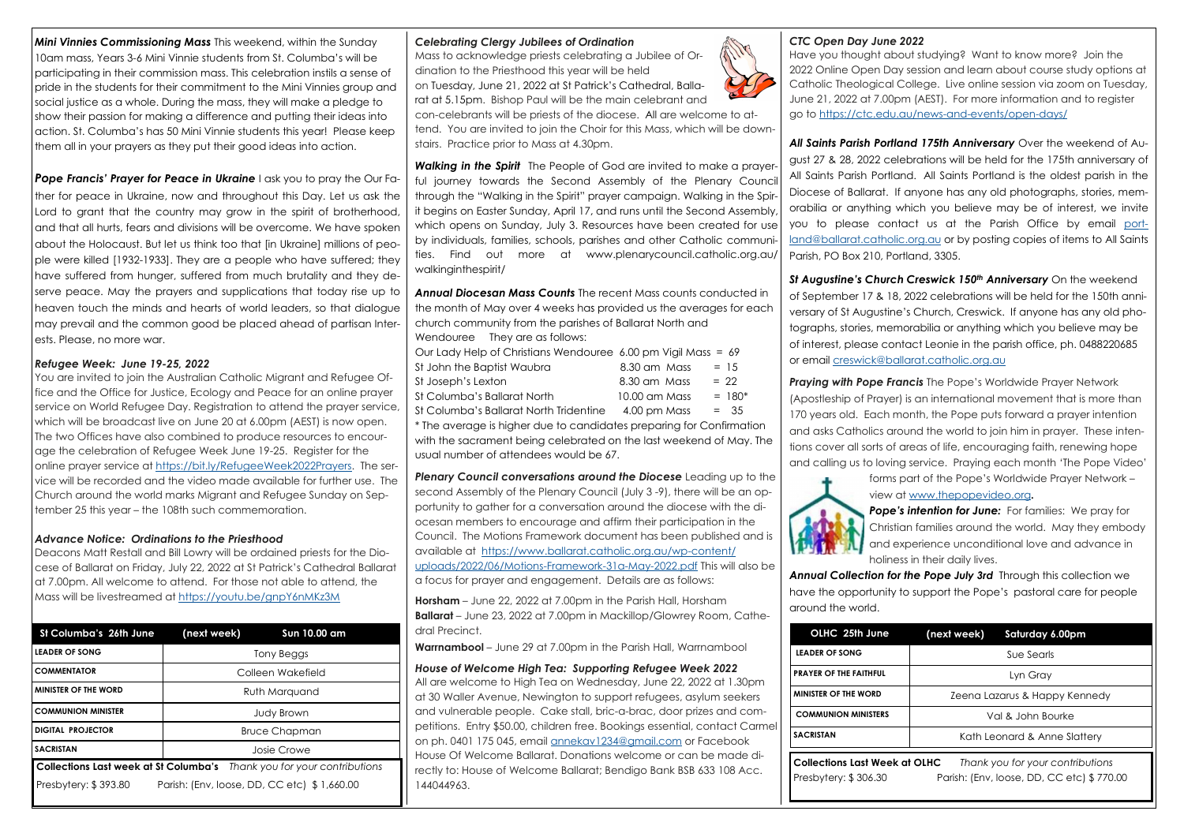***Mini Vinnies Commissioning Mass*** This weekend, within the Sunday 10am mass, Years 3-6 Mini Vinnie students from St. Columba's will be participating in their commission mass. This celebration instils a sense of pride in the students for their commitment to the Mini Vinnies group and social justice as a whole. During the mass, they will make a pledge to show their passion for making a difference and putting their ideas into action. St. Columba's has 50 Mini Vinnie students this year! Please keep them all in your prayers as they put their good ideas into action.

***Pope Francis' Prayer for Peace in Ukraine*** I ask you to pray the Our Father for peace in Ukraine, now and throughout this Day. Let us ask the Lord to grant that the country may grow in the spirit of brotherhood, and that all hurts, fears and divisions will be overcome. We have spoken about the Holocaust. But let us think too that [in Ukraine] millions of people were killed [1932-1933]. They are a people who have suffered; they have suffered from hunger, suffered from much brutality and they deserve peace. May the prayers and supplications that today rise up to heaven touch the minds and hearts of world leaders, so that dialogue may prevail and the common good be placed ahead of partisan Interests. Please, no more war.

***Refugee Week: June 19-25, 2022***

You are invited to join the Australian Catholic Migrant and Refugee Office and the Office for Justice, Ecology and Peace for an online prayer service on World Refugee Day. Registration to attend the prayer service, which will be broadcast live on June 20 at 6.00pm (AEST) is now open. The two Offices have also combined to produce resources to encourage the celebration of Refugee Week June 19-25. Register for the online prayer service at https://bit.ly/RefugeeWeek2022Prayers. The service will be recorded and the video made available for further use. The Church around the world marks Migrant and Refugee Sunday on September 25 this year – the 108th such commemoration.

***Advance Notice: Ordinations to the Priesthood***

Deacons Matt Restall and Bill Lowry will be ordained priests for the Diocese of Ballarat on Friday, July 22, 2022 at St Patrick's Cathedral Ballarat at 7.00pm. All welcome to attend. For those not able to attend, the Mass will be livestreamed at https://youtu.be/gnpY6nMKz3M

| St Columba's 26th June | (next week) Sun 10.00 am |
|---|---|
| LEADER OF SONG | Tony Beggs |
| COMMENTATOR | Colleen Wakefield |
| MINISTER OF THE WORD | Ruth Marquand |
| COMMUNION MINISTER | Judy Brown |
| DIGITAL PROJECTOR | Bruce Chapman |
| SACRISTAN | Josie Crowe |

**Collections Last week at St Columba's** *Thank you for your contributions*
Presbytery: $ 393.80 Parish: (Env, loose, DD, CC etc) $ 1,660.00

***Celebrating Clergy Jubilees of Ordination***

Mass to acknowledge priests celebrating a Jubilee of Ordination to the Priesthood this year will be held on Tuesday, June 21, 2022 at St Patrick's Cathedral, Ballarat at 5.15pm. Bishop Paul will be the main celebrant and con-celebrants will be priests of the diocese. All are welcome to attend. You are invited to join the Choir for this Mass, which will be downstairs. Practice prior to Mass at 4.30pm.

***Walking in the Spirit*** The People of God are invited to make a prayerful journey towards the Second Assembly of the Plenary Council through the "Walking in the Spirit" prayer campaign. Walking in the Spirit begins on Easter Sunday, April 17, and runs until the Second Assembly, which opens on Sunday, July 3. Resources have been created for use by individuals, families, schools, parishes and other Catholic communities. Find out more at www.plenarycouncil.catholic.org.au/walkinginthespirit/

***Annual Diocesan Mass Counts*** The recent Mass counts conducted in the month of May over 4 weeks has provided us the averages for each church community from the parishes of Ballarat North and Wendouree They are as follows:

| | | |
|---|---|---|
| Our Lady Help of Christians Wendouree | 6.00 pm Vigil Mass | = 69 |
| St John the Baptist Waubra | 8.30 am Mass | = 15 |
| St Joseph's Lexton | 8.30 am Mass | = 22 |
| St Columba's Ballarat North | 10.00 am Mass | = 180* |
| St Columba's Ballarat North Tridentine | 4.00 pm Mass | = 35 |

\* The average is higher due to candidates preparing for Confirmation with the sacrament being celebrated on the last weekend of May. The usual number of attendees would be 67.

***Plenary Council conversations around the Diocese*** Leading up to the second Assembly of the Plenary Council (July 3 -9), there will be an opportunity to gather for a conversation around the diocese with the diocesan members to encourage and affirm their participation in the Council. The Motions Framework document has been published and is available at https://www.ballarat.catholic.org.au/wp-content/uploads/2022/06/Motions-Framework-31a-May-2022.pdf This will also be a focus for prayer and engagement. Details are as follows:

**Horsham** – June 22, 2022 at 7.00pm in the Parish Hall, Horsham
**Ballarat** – June 23, 2022 at 7.00pm in Mackillop/Glowrey Room, Cathedral Precinct.
**Warrnambool** – June 29 at 7.00pm in the Parish Hall, Warrnambool

***House of Welcome High Tea: Supporting Refugee Week 2022***

All are welcome to High Tea on Wednesday, June 22, 2022 at 1.30pm at 30 Waller Avenue, Newington to support refugees, asylum seekers and vulnerable people. Cake stall, bric-a-brac, door prizes and competitions. Entry $50.00, children free. Bookings essential, contact Carmel on ph. 0401 175 045, email annekav1234@gmail.com or Facebook House Of Welcome Ballarat. Donations welcome or can be made directly to: House of Welcome Ballarat; Bendigo Bank BSB 633 108 Acc. 144044963.

***CTC Open Day June 2022***

Have you thought about studying? Want to know more? Join the 2022 Online Open Day session and learn about course study options at Catholic Theological College. Live online session via zoom on Tuesday, June 21, 2022 at 7.00pm (AEST). For more information and to register go to https://ctc.edu.au/news-and-events/open-days/

***All Saints Parish Portland 175th Anniversary*** Over the weekend of August 27 & 28, 2022 celebrations will be held for the 175th anniversary of All Saints Parish Portland. All Saints Portland is the oldest parish in the Diocese of Ballarat. If anyone has any old photographs, stories, memorabilia or anything which you believe may be of interest, we invite you to please contact us at the Parish Office by email portland@ballarat.catholic.org.au or by posting copies of items to All Saints Parish, PO Box 210, Portland, 3305.

***St Augustine's Church Creswick 150th Anniversary*** On the weekend of September 17 & 18, 2022 celebrations will be held for the 150th anniversary of St Augustine's Church, Creswick. If anyone has any old photographs, stories, memorabilia or anything which you believe may be of interest, please contact Leonie in the parish office, ph. 0488220685 or email creswick@ballarat.catholic.org.au

***Praying with Pope Francis*** The Pope's Worldwide Prayer Network (Apostleship of Prayer) is an international movement that is more than 170 years old. Each month, the Pope puts forward a prayer intention and asks Catholics around the world to join him in prayer. These intentions cover all sorts of areas of life, encouraging faith, renewing hope and calling us to loving service. Praying each month 'The Pope Video' forms part of the Pope's Worldwide Prayer Network – view at www.thepopevideo.org.

***Pope's intention for June:*** For families: We pray for Christian families around the world. May they embody and experience unconditional love and advance in holiness in their daily lives.

***Annual Collection for the Pope July 3rd*** Through this collection we have the opportunity to support the Pope's pastoral care for people around the world.

| OLHC 25th June | (next week) Saturday 6.00pm |
|---|---|
| LEADER OF SONG | Sue Searls |
| PRAYER OF THE FAITHFUL | Lyn Gray |
| MINISTER OF THE WORD | Zeena Lazarus & Happy Kennedy |
| COMMUNION MINISTERS | Val & John Bourke |
| SACRISTAN | Kath Leonard & Anne Slattery |

**Collections Last Week at OLHC** *Thank you for your contributions*
Presbytery: $ 306.30 Parish: (Env, loose, DD, CC etc) $ 770.00